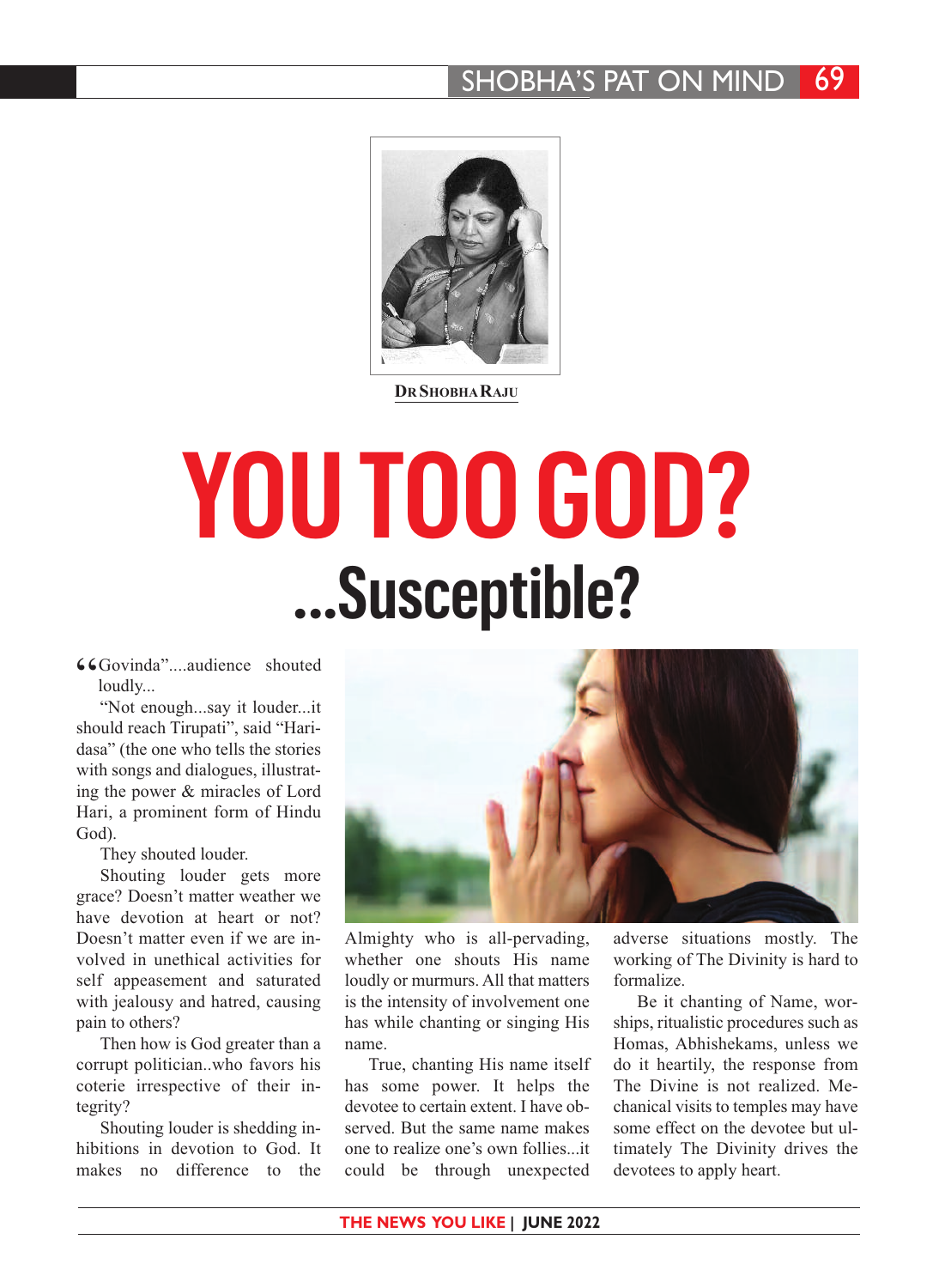DR SHOBHA RAJU

# YOU TOO GOD?

## ...Susceptible?

"Govinda"....audience shouted loudly...

"Not enough...say it louder...it should reach Tirupati", said "Haridasa" (the one who tells the stories with songs and dialogues, illustrating the power & miracles of Lord Hari, a prominent form of Hindu God).

They shouted louder.

Shouting louder gets more grace? Doesn't matter weather we have devotion at heart or not? Doesn't matter even if we are involved in unethical activities for self appeasement and saturated with jealousy and hatred, causing pain to others?

Then how is God greater than a corrupt politician..who favors his coterie irrespective of their integrity?

Shouting louder is shedding inhibitions in devotion to God. It makes no difference to the Almighty who is all-pervading, whether one shouts His name loudly or murmurs. All that matters is the intensity of involvement one has while chanting or singing His name.

True, chanting His name itself has some power. It helps the devotee to certain extent. I have observed. But the same name makes one to realize one's own follies...it could be through unexpected adverse situations mostly. The working of The Divinity is hard to formalize.

Be it chanting of Name, worships, ritualistic procedures such as Homas, Abhishekams, unless we do it heartily, the response from The Divine is not realized. Mechanical visits to temples may have some effect on the devotee but ultimately The Divinity drives the devotees to apply heart.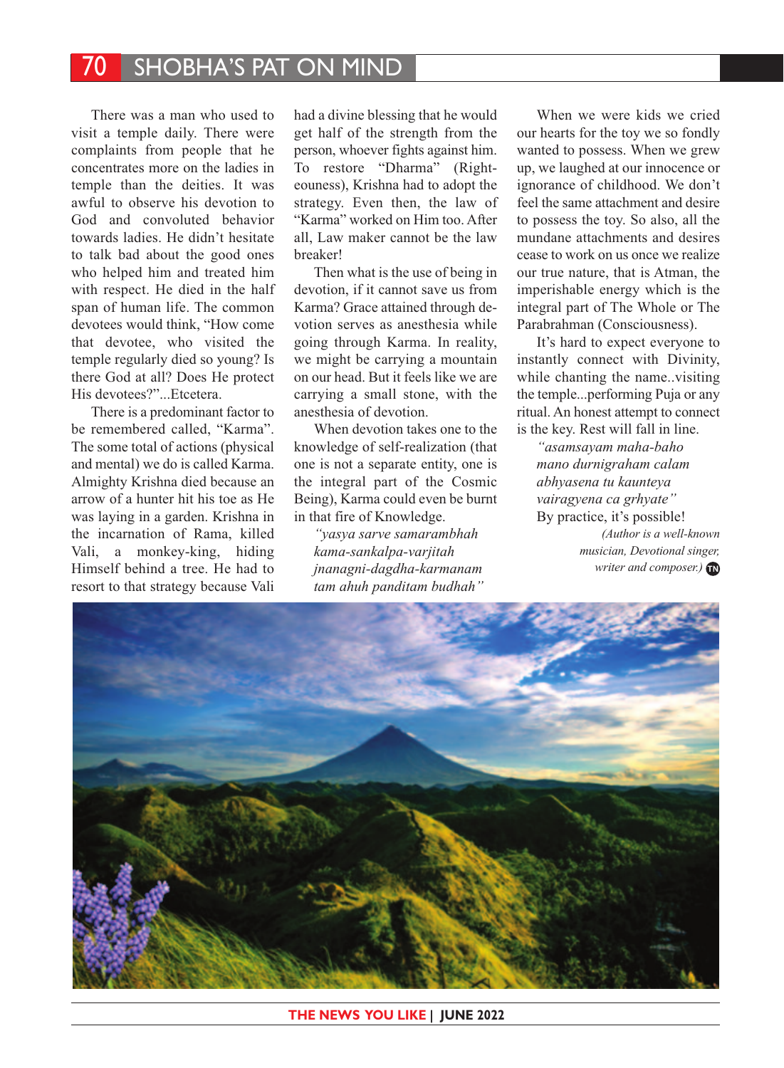There was a man who used to visit a temple daily. There were complaints from people that he concentrates more on the ladies in temple than the deities. It was awful to observe his devotion to God and convoluted behavior towards ladies. He didn't hesitate to talk bad about the good ones who helped him and treated him with respect. He died in the half span of human life. The common devotees would think, "How come that devotee, who visited the temple regularly died so young? Is there God at all? Does He protect His devotees?"...Etcetera.

There is a predominant factor to be remembered called, "Karma". The some total of actions (physical and mental) we do is called Karma. Almighty Krishna died because an arrow of a hunter hit his toe as He was laying in a garden. Krishna in the incarnation of Rama, killed Vali, a monkey-king, hiding Himself behind a tree. He had to resort to that strategy because Vali had a divine blessing that he would get half of the strength from the person, whoever fights against him. To restore "Dharma" (Righteouness), Krishna had to adopt the strategy. Even then, the law of "Karma" worked on Him too. After all, Law maker cannot be the law breaker!

Then what is the use of being in devotion, if it cannot save us from Karma? Grace attained through devotion serves as anesthesia while going through Karma. In reality, we might be carrying a mountain on our head. But it feels like we are carrying a small stone, with the anesthesia of devotion.

When devotion takes one to the knowledge of self-realization (that one is not a separate entity, one is the integral part of the Cosmic Being), Karma could even be burnt in that fire of Knowledge.

*"yasya sarve samarambhah*
*kama-sankalpa-varjitah*
*jnanagni-dagdha-karmanam*
*tam ahuh panditam budhah"*

When we were kids we cried our hearts for the toy we so fondly wanted to possess. When we grew up, we laughed at our innocence or ignorance of childhood. We don't feel the same attachment and desire to possess the toy. So also, all the mundane attachments and desires cease to work on us once we realize our true nature, that is Atman, the imperishable energy which is the integral part of The Whole or The Parabrahman (Consciousness).

It's hard to expect everyone to instantly connect with Divinity, while chanting the name..visiting the temple...performing Puja or any ritual. An honest attempt to connect is the key. Rest will fall in line.

*"asamsayam maha-baho*
*mano durnigraham calam*
*abhyasena tu kaunteya*
*vairagyena ca grhyate"*

By practice, it's possible!

*(Author is a well-known musician, Devotional singer, writer and composer.)*